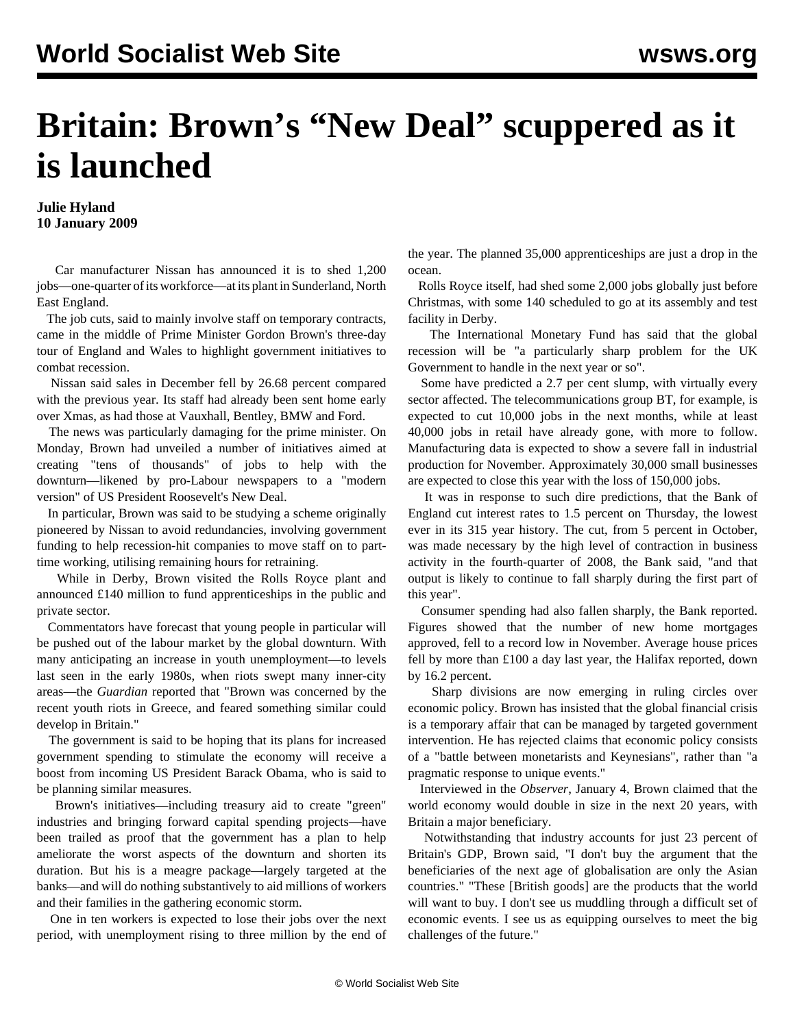# Britain: Brown's "New Deal" scuppered as it is launched

**Julie Hyland**
**10 January 2009**

Car manufacturer Nissan has announced it is to shed 1,200 jobs—one-quarter of its workforce—at its plant in Sunderland, North East England.

The job cuts, said to mainly involve staff on temporary contracts, came in the middle of Prime Minister Gordon Brown's three-day tour of England and Wales to highlight government initiatives to combat recession.

Nissan said sales in December fell by 26.68 percent compared with the previous year. Its staff had already been sent home early over Xmas, as had those at Vauxhall, Bentley, BMW and Ford.

The news was particularly damaging for the prime minister. On Monday, Brown had unveiled a number of initiatives aimed at creating "tens of thousands" of jobs to help with the downturn—likened by pro-Labour newspapers to a "modern version" of US President Roosevelt's New Deal.

In particular, Brown was said to be studying a scheme originally pioneered by Nissan to avoid redundancies, involving government funding to help recession-hit companies to move staff on to part-time working, utilising remaining hours for retraining.

While in Derby, Brown visited the Rolls Royce plant and announced £140 million to fund apprenticeships in the public and private sector.

Commentators have forecast that young people in particular will be pushed out of the labour market by the global downturn. With many anticipating an increase in youth unemployment—to levels last seen in the early 1980s, when riots swept many inner-city areas—the *Guardian* reported that "Brown was concerned by the recent youth riots in Greece, and feared something similar could develop in Britain."

The government is said to be hoping that its plans for increased government spending to stimulate the economy will receive a boost from incoming US President Barack Obama, who is said to be planning similar measures.

Brown's initiatives—including treasury aid to create "green" industries and bringing forward capital spending projects—have been trailed as proof that the government has a plan to help ameliorate the worst aspects of the downturn and shorten its duration. But his is a meagre package—largely targeted at the banks—and will do nothing substantively to aid millions of workers and their families in the gathering economic storm.

One in ten workers is expected to lose their jobs over the next period, with unemployment rising to three million by the end of the year. The planned 35,000 apprenticeships are just a drop in the ocean.

Rolls Royce itself, had shed some 2,000 jobs globally just before Christmas, with some 140 scheduled to go at its assembly and test facility in Derby.

The International Monetary Fund has said that the global recession will be "a particularly sharp problem for the UK Government to handle in the next year or so".

Some have predicted a 2.7 per cent slump, with virtually every sector affected. The telecommunications group BT, for example, is expected to cut 10,000 jobs in the next months, while at least 40,000 jobs in retail have already gone, with more to follow. Manufacturing data is expected to show a severe fall in industrial production for November. Approximately 30,000 small businesses are expected to close this year with the loss of 150,000 jobs.

It was in response to such dire predictions, that the Bank of England cut interest rates to 1.5 percent on Thursday, the lowest ever in its 315 year history. The cut, from 5 percent in October, was made necessary by the high level of contraction in business activity in the fourth-quarter of 2008, the Bank said, "and that output is likely to continue to fall sharply during the first part of this year".

Consumer spending had also fallen sharply, the Bank reported. Figures showed that the number of new home mortgages approved, fell to a record low in November. Average house prices fell by more than £100 a day last year, the Halifax reported, down by 16.2 percent.

Sharp divisions are now emerging in ruling circles over economic policy. Brown has insisted that the global financial crisis is a temporary affair that can be managed by targeted government intervention. He has rejected claims that economic policy consists of a "battle between monetarists and Keynesians", rather than "a pragmatic response to unique events."

Interviewed in the *Observer*, January 4, Brown claimed that the world economy would double in size in the next 20 years, with Britain a major beneficiary.

Notwithstanding that industry accounts for just 23 percent of Britain's GDP, Brown said, "I don't buy the argument that the beneficiaries of the next age of globalisation are only the Asian countries." "These [British goods] are the products that the world will want to buy. I don't see us muddling through a difficult set of economic events. I see us as equipping ourselves to meet the big challenges of the future."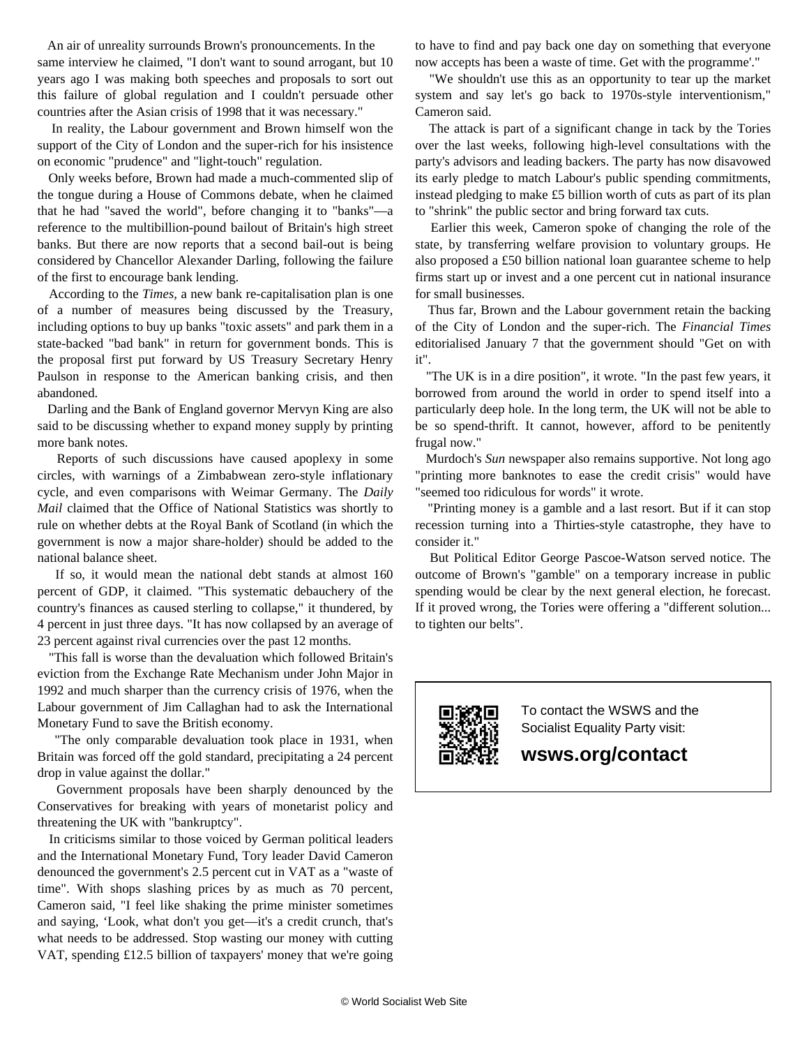An air of unreality surrounds Brown's pronouncements. In the same interview he claimed, "I don't want to sound arrogant, but 10 years ago I was making both speeches and proposals to sort out this failure of global regulation and I couldn't persuade other countries after the Asian crisis of 1998 that it was necessary."

In reality, the Labour government and Brown himself won the support of the City of London and the super-rich for his insistence on economic "prudence" and "light-touch" regulation.

Only weeks before, Brown had made a much-commented slip of the tongue during a House of Commons debate, when he claimed that he had "saved the world", before changing it to "banks"—a reference to the multibillion-pound bailout of Britain's high street banks. But there are now reports that a second bail-out is being considered by Chancellor Alexander Darling, following the failure of the first to encourage bank lending.

According to the *Times*, a new bank re-capitalisation plan is one of a number of measures being discussed by the Treasury, including options to buy up banks "toxic assets" and park them in a state-backed "bad bank" in return for government bonds. This is the proposal first put forward by US Treasury Secretary Henry Paulson in response to the American banking crisis, and then abandoned.

Darling and the Bank of England governor Mervyn King are also said to be discussing whether to expand money supply by printing more bank notes.

Reports of such discussions have caused apoplexy in some circles, with warnings of a Zimbabwean zero-style inflationary cycle, and even comparisons with Weimar Germany. The *Daily Mail* claimed that the Office of National Statistics was shortly to rule on whether debts at the Royal Bank of Scotland (in which the government is now a major share-holder) should be added to the national balance sheet.

If so, it would mean the national debt stands at almost 160 percent of GDP, it claimed. "This systematic debauchery of the country's finances as caused sterling to collapse," it thundered, by 4 percent in just three days. "It has now collapsed by an average of 23 percent against rival currencies over the past 12 months.

"This fall is worse than the devaluation which followed Britain's eviction from the Exchange Rate Mechanism under John Major in 1992 and much sharper than the currency crisis of 1976, when the Labour government of Jim Callaghan had to ask the International Monetary Fund to save the British economy.

"The only comparable devaluation took place in 1931, when Britain was forced off the gold standard, precipitating a 24 percent drop in value against the dollar."

Government proposals have been sharply denounced by the Conservatives for breaking with years of monetarist policy and threatening the UK with "bankruptcy".

In criticisms similar to those voiced by German political leaders and the International Monetary Fund, Tory leader David Cameron denounced the government's 2.5 percent cut in VAT as a "waste of time". With shops slashing prices by as much as 70 percent, Cameron said, "I feel like shaking the prime minister sometimes and saying, 'Look, what don't you get—it's a credit crunch, that's what needs to be addressed. Stop wasting our money with cutting VAT, spending £12.5 billion of taxpayers' money that we're going to have to find and pay back one day on something that everyone now accepts has been a waste of time. Get with the programme'."

"We shouldn't use this as an opportunity to tear up the market system and say let's go back to 1970s-style interventionism," Cameron said.

The attack is part of a significant change in tack by the Tories over the last weeks, following high-level consultations with the party's advisors and leading backers. The party has now disavowed its early pledge to match Labour's public spending commitments, instead pledging to make £5 billion worth of cuts as part of its plan to "shrink" the public sector and bring forward tax cuts.

Earlier this week, Cameron spoke of changing the role of the state, by transferring welfare provision to voluntary groups. He also proposed a £50 billion national loan guarantee scheme to help firms start up or invest and a one percent cut in national insurance for small businesses.

Thus far, Brown and the Labour government retain the backing of the City of London and the super-rich. The *Financial Times* editorialised January 7 that the government should "Get on with it".

"The UK is in a dire position", it wrote. "In the past few years, it borrowed from around the world in order to spend itself into a particularly deep hole. In the long term, the UK will not be able to be so spend-thrift. It cannot, however, afford to be penitently frugal now."

Murdoch's *Sun* newspaper also remains supportive. Not long ago "printing more banknotes to ease the credit crisis" would have "seemed too ridiculous for words" it wrote.

"Printing money is a gamble and a last resort. But if it can stop recession turning into a Thirties-style catastrophe, they have to consider it."

But Political Editor George Pascoe-Watson served notice. The outcome of Brown's "gamble" on a temporary increase in public spending would be clear by the next general election, he forecast. If it proved wrong, the Tories were offering a "different solution... to tighten our belts".

To contact the WSWS and the Socialist Equality Party visit:

**wsws.org/contact**